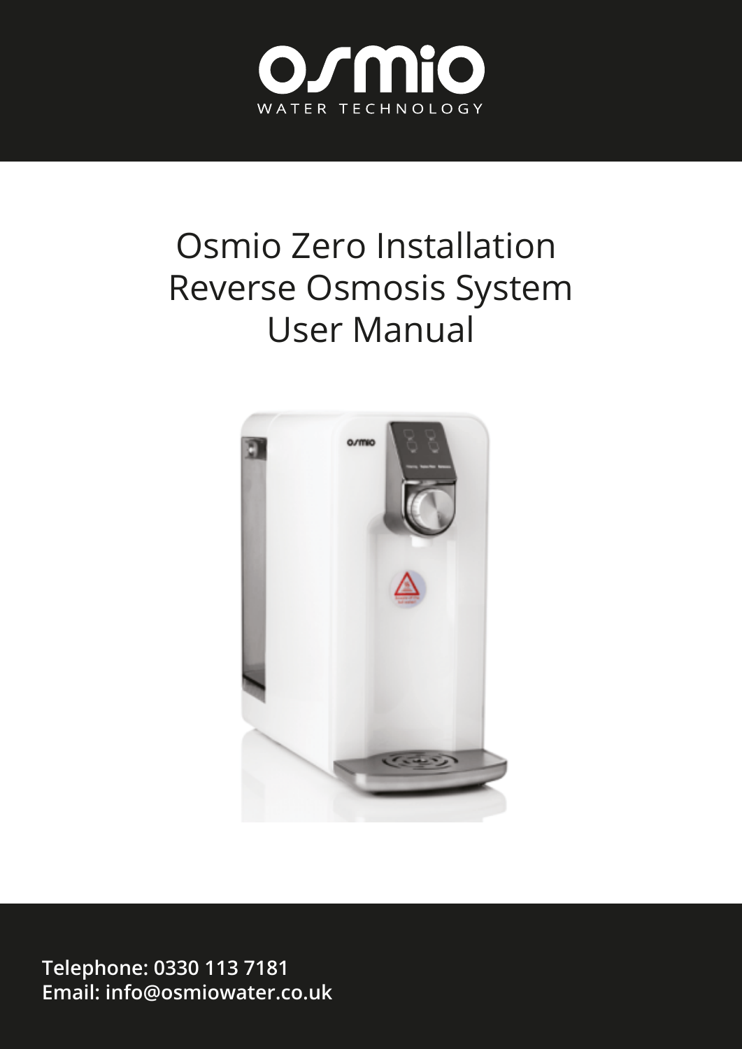# osmio

WATER TECHNOLOGY

# Osmio Zero Installation Reverse Osmosis System User Manual

**Telephone: 0330 113 7181**
**Email: info@osmiowater.co.uk**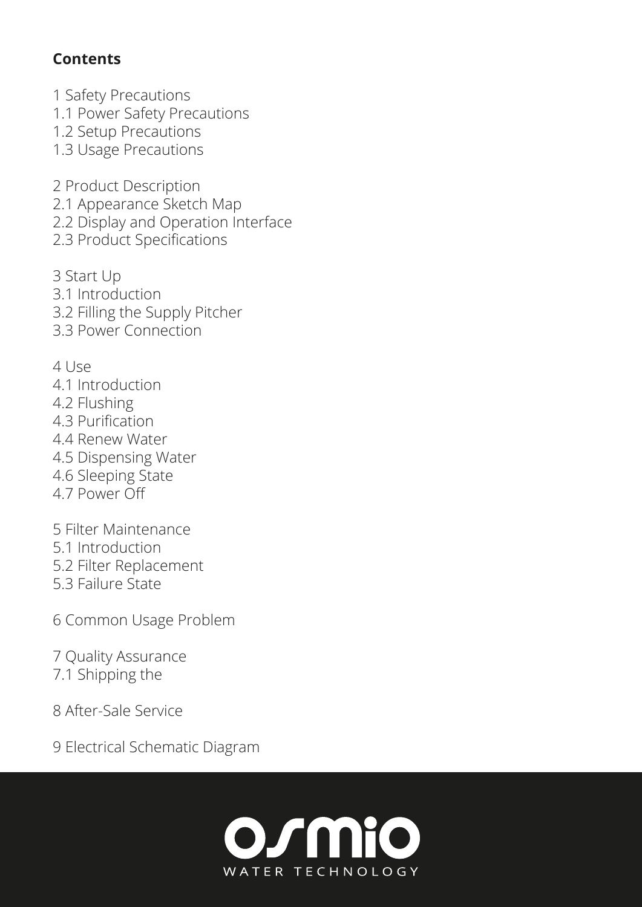## Contents

1 Safety Precautions
1.1 Power Safety Precautions
1.2 Setup Precautions
1.3 Usage Precautions

2 Product Description
2.1 Appearance Sketch Map
2.2 Display and Operation Interface
2.3 Product Specifications

3 Start Up
3.1 Introduction
3.2 Filling the Supply Pitcher
3.3 Power Connection

4 Use
4.1 Introduction
4.2 Flushing
4.3 Purification
4.4 Renew Water
4.5 Dispensing Water
4.6 Sleeping State
4.7 Power Off

5 Filter Maintenance
5.1 Introduction
5.2 Filter Replacement
5.3 Failure State

6 Common Usage Problem

7 Quality Assurance
7.1 Shipping the

8 After-Sale Service

9 Electrical Schematic Diagram

osmio
WATER TECHNOLOGY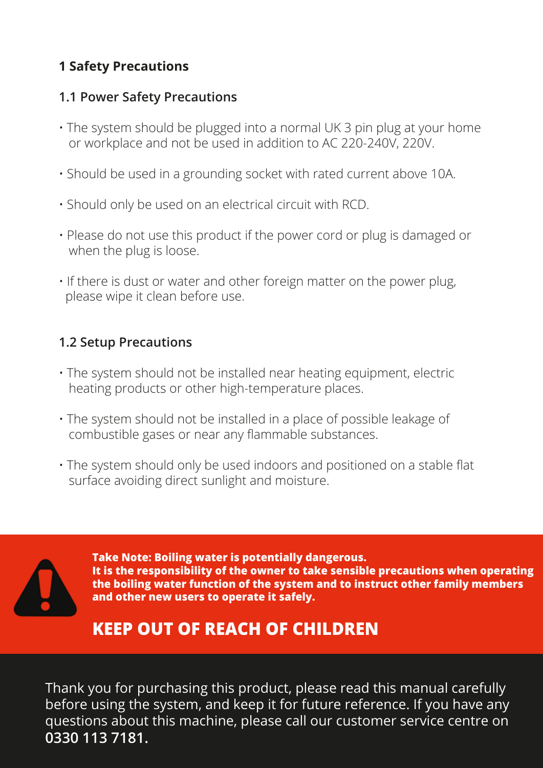# 1 Safety Precautions

## 1.1 Power Safety Precautions

- The system should be plugged into a normal UK 3 pin plug at your home or workplace and not be used in addition to AC 220-240V, 220V.
- Should be used in a grounding socket with rated current above 10A.
- Should only be used on an electrical circuit with RCD.
- Please do not use this product if the power cord or plug is damaged or when the plug is loose.
- If there is dust or water and other foreign matter on the power plug, please wipe it clean before use.

## 1.2 Setup Precautions

- The system should not be installed near heating equipment, electric heating products or other high-temperature places.
- The system should not be installed in a place of possible leakage of combustible gases or near any flammable substances.
- The system should only be used indoors and positioned on a stable flat surface avoiding direct sunlight and moisture.

**Take Note: Boiling water is potentially dangerous.**
**It is the responsibility of the owner to take sensible precautions when operating the boiling water function of the system and to instruct other family members and other new users to operate it safely.**

**KEEP OUT OF REACH OF CHILDREN**

Thank you for purchasing this product, please read this manual carefully before using the system, and keep it for future reference. If you have any questions about this machine, please call our customer service centre on **0330 113 7181.**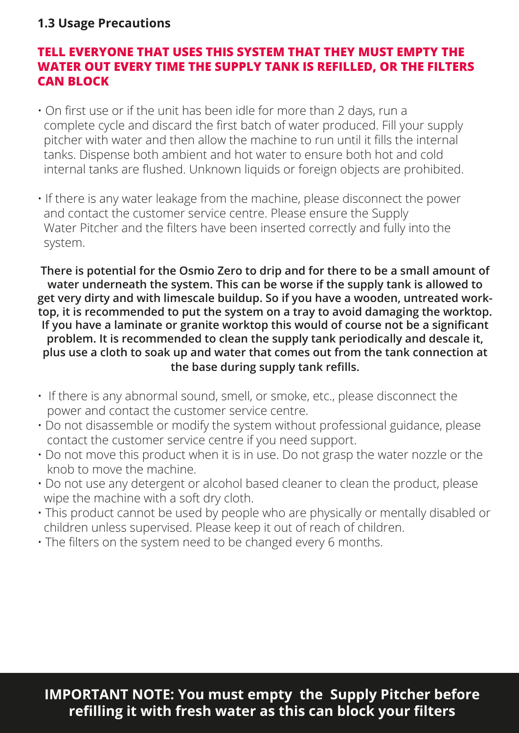### 1.3 Usage Precautions

**TELL EVERYONE THAT USES THIS SYSTEM THAT THEY MUST EMPTY THE WATER OUT EVERY TIME THE SUPPLY TANK IS REFILLED, OR THE FILTERS CAN BLOCK**

- On first use or if the unit has been idle for more than 2 days, run a complete cycle and discard the first batch of water produced. Fill your supply pitcher with water and then allow the machine to run until it fills the internal tanks. Dispense both ambient and hot water to ensure both hot and cold internal tanks are flushed. Unknown liquids or foreign objects are prohibited.

- If there is any water leakage from the machine, please disconnect the power and contact the customer service centre. Please ensure the Supply Water Pitcher and the filters have been inserted correctly and fully into the system.

**There is potential for the Osmio Zero to drip and for there to be a small amount of water underneath the system. This can be worse if the supply tank is allowed to get very dirty and with limescale buildup. So if you have a wooden, untreated work-top, it is recommended to put the system on a tray to avoid damaging the worktop. If you have a laminate or granite worktop this would of course not be a significant problem. It is recommended to clean the supply tank periodically and descale it, plus use a cloth to soak up and water that comes out from the tank connection at the base during supply tank refills.**

- If there is any abnormal sound, smell, or smoke, etc., please disconnect the power and contact the customer service centre.
- Do not disassemble or modify the system without professional guidance, please contact the customer service centre if you need support.
- Do not move this product when it is in use. Do not grasp the water nozzle or the knob to move the machine.
- Do not use any detergent or alcohol based cleaner to clean the product, please wipe the machine with a soft dry cloth.
- This product cannot be used by people who are physically or mentally disabled or children unless supervised. Please keep it out of reach of children.
- The filters on the system need to be changed every 6 months.

**IMPORTANT NOTE: You must empty the Supply Pitcher before refilling it with fresh water as this can block your filters**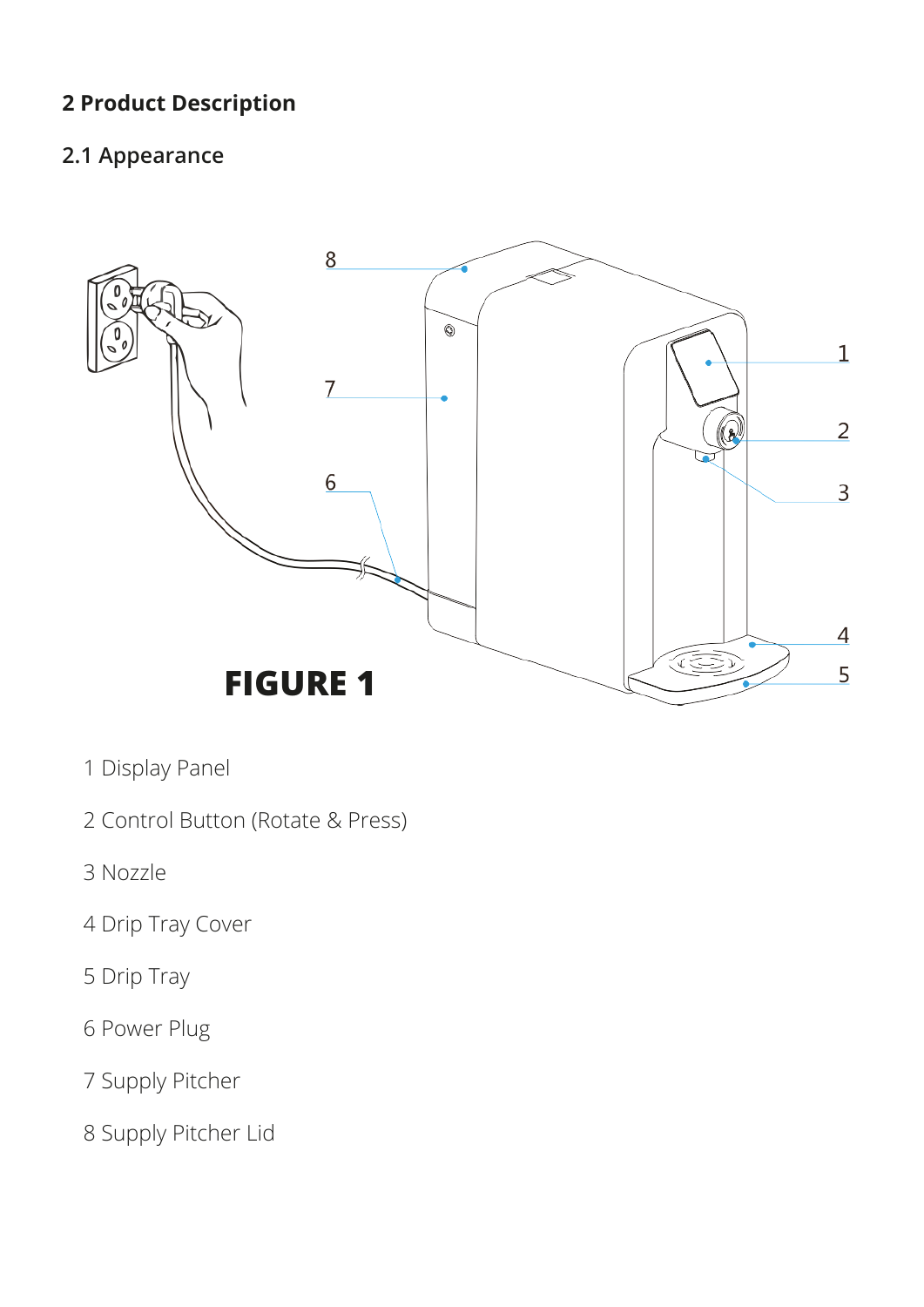## 2 Product Description

### 2.1 Appearance

**FIGURE 1**

1 Display Panel

2 Control Button (Rotate & Press)

3 Nozzle

4 Drip Tray Cover

5 Drip Tray

6 Power Plug

7 Supply Pitcher

8 Supply Pitcher Lid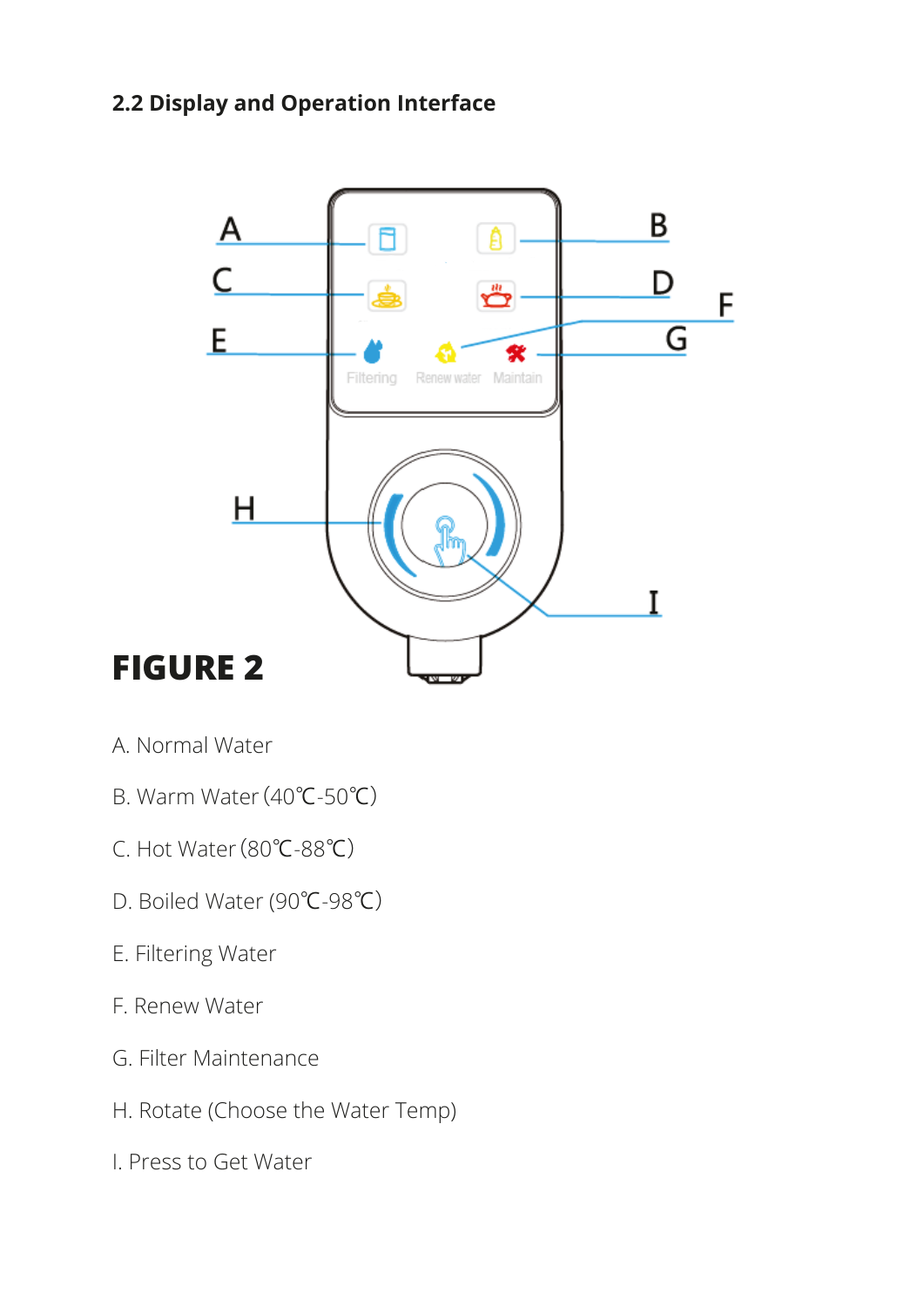## 2.2 Display and Operation Interface

**FIGURE 2**

A. Normal Water

B. Warm Water (40℃-50℃)

C. Hot Water (80℃-88℃)

D. Boiled Water (90℃-98℃)

E. Filtering Water

F. Renew Water

G. Filter Maintenance

H. Rotate (Choose the Water Temp)

I. Press to Get Water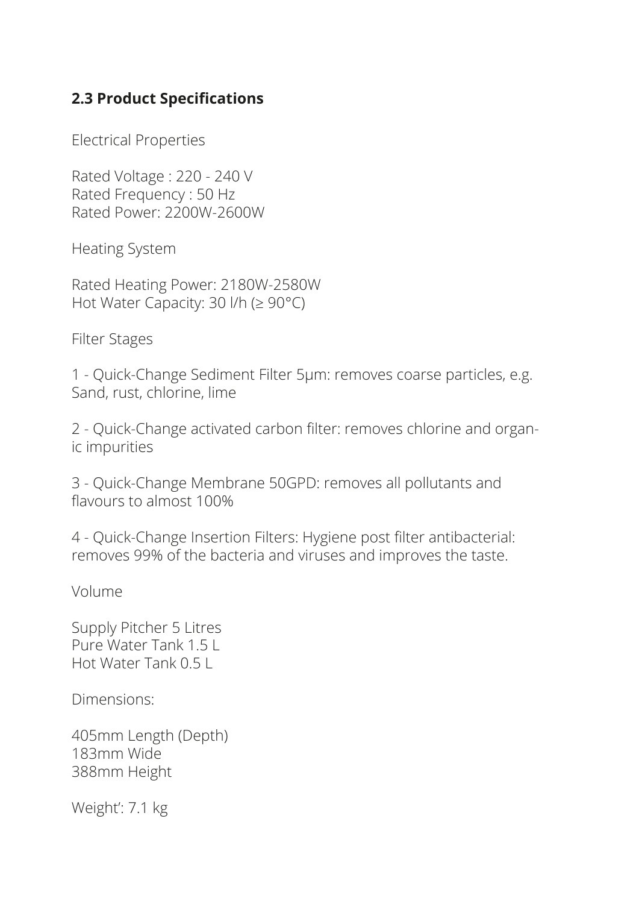## 2.3 Product Specifications

Electrical Properties

Rated Voltage : 220 - 240 V
Rated Frequency : 50 Hz
Rated Power: 2200W-2600W

Heating System

Rated Heating Power: 2180W-2580W
Hot Water Capacity: 30 l/h (≥ 90°C)

Filter Stages

1 - Quick-Change Sediment Filter 5μm: removes coarse particles, e.g. Sand, rust, chlorine, lime

2 - Quick-Change activated carbon filter: removes chlorine and organic impurities

3 - Quick-Change Membrane 50GPD: removes all pollutants and flavours to almost 100%

4 - Quick-Change Insertion Filters: Hygiene post filter antibacterial: removes 99% of the bacteria and viruses and improves the taste.

Volume

Supply Pitcher 5 Litres
Pure Water Tank 1.5 L
Hot Water Tank 0.5 L

Dimensions:

405mm Length (Depth)
183mm Wide
388mm Height

Weight': 7.1 kg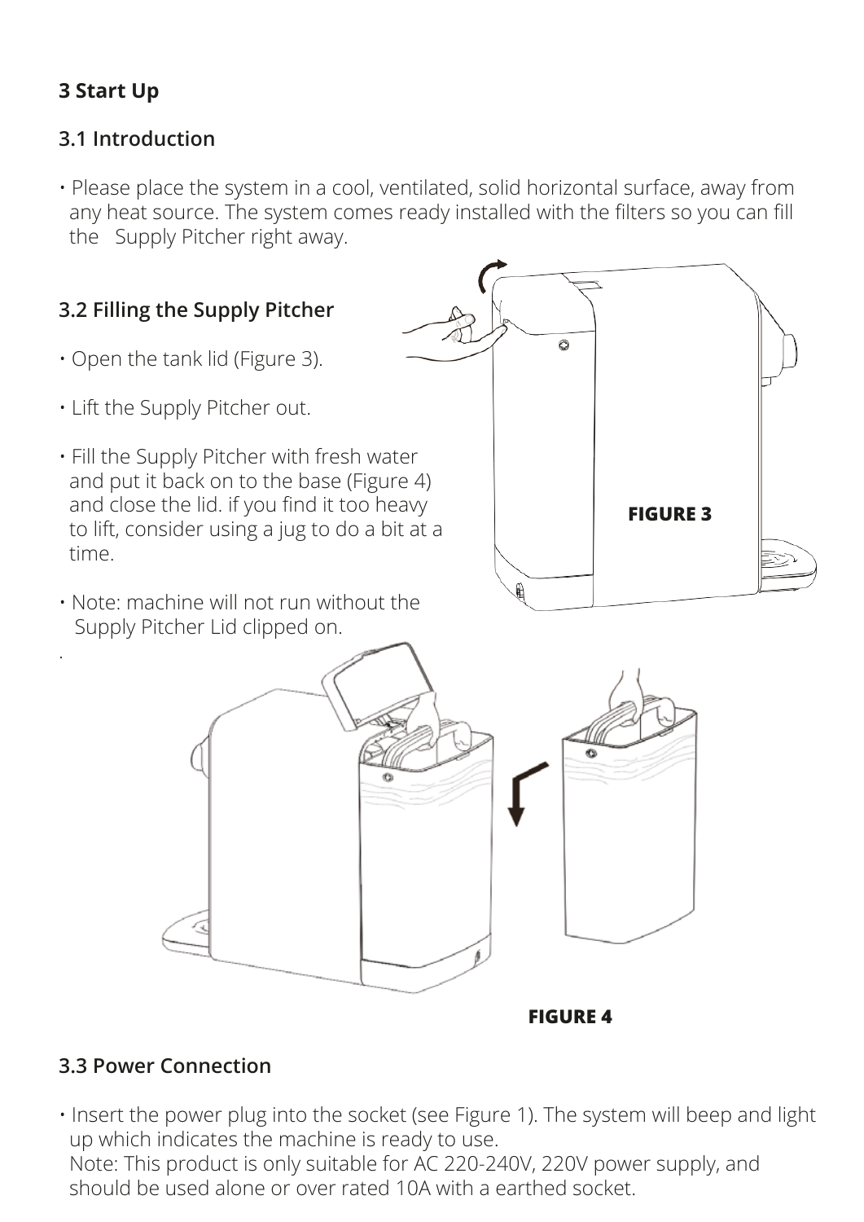## 3 Start Up

### 3.1 Introduction

- Please place the system in a cool, ventilated, solid horizontal surface, away from any heat source. The system comes ready installed with the filters so you can fill the Supply Pitcher right away.

### 3.2 Filling the Supply Pitcher

- Open the tank lid (Figure 3).
- Lift the Supply Pitcher out.
- Fill the Supply Pitcher with fresh water and put it back on to the base (Figure 4) and close the lid. if you find it too heavy to lift, consider using a jug to do a bit at a time.
- Note: machine will not run without the Supply Pitcher Lid clipped on.

**FIGURE 3**

**FIGURE 4**

### 3.3 Power Connection

- Insert the power plug into the socket (see Figure 1). The system will beep and light up which indicates the machine is ready to use.
  Note: This product is only suitable for AC 220-240V, 220V power supply, and should be used alone or over rated 10A with a earthed socket.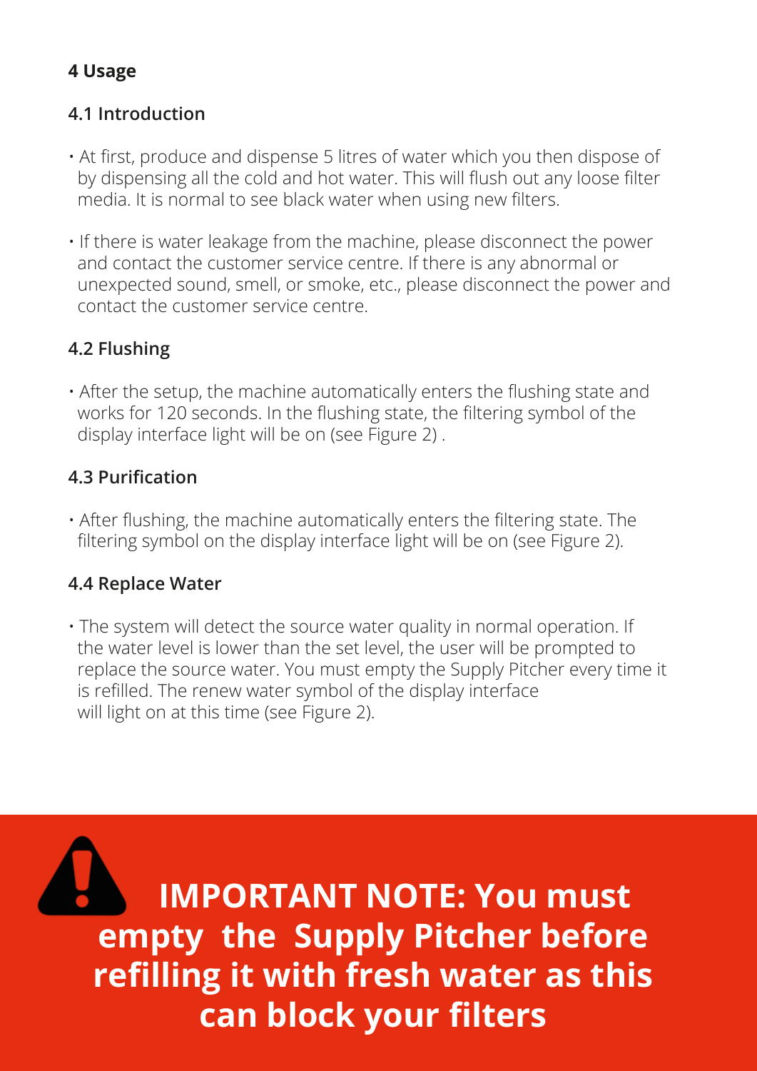## 4 Usage

### 4.1 Introduction

- At first, produce and dispense 5 litres of water which you then dispose of by dispensing all the cold and hot water. This will flush out any loose filter media. It is normal to see black water when using new filters.
- If there is water leakage from the machine, please disconnect the power and contact the customer service centre. If there is any abnormal or unexpected sound, smell, or smoke, etc., please disconnect the power and contact the customer service centre.

### 4.2 Flushing

- After the setup, the machine automatically enters the flushing state and works for 120 seconds. In the flushing state, the filtering symbol of the display interface light will be on (see Figure 2) .

### 4.3 Purification

- After flushing, the machine automatically enters the filtering state. The filtering symbol on the display interface light will be on (see Figure 2).

### 4.4 Replace Water

- The system will detect the source water quality in normal operation. If the water level is lower than the set level, the user will be prompted to replace the source water. You must empty the Supply Pitcher every time it is refilled. The renew water symbol of the display interface will light on at this time (see Figure 2).

**IMPORTANT NOTE: You must empty the Supply Pitcher before refilling it with fresh water as this can block your filters**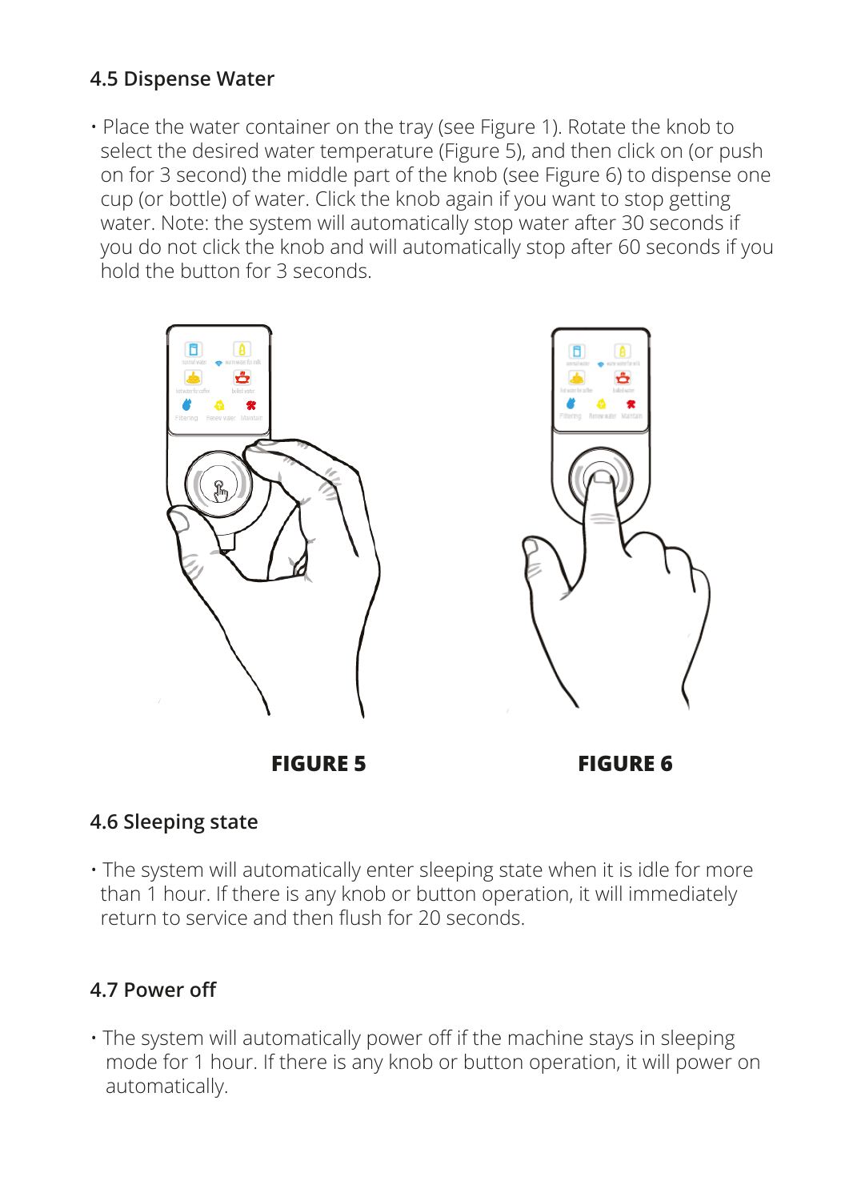### 4.5 Dispense Water

- Place the water container on the tray (see Figure 1). Rotate the knob to select the desired water temperature (Figure 5), and then click on (or push on for 3 second) the middle part of the knob (see Figure 6) to dispense one cup (or bottle) of water. Click the knob again if you want to stop getting water. Note: the system will automatically stop water after 30 seconds if you do not click the knob and will automatically stop after 60 seconds if you hold the button for 3 seconds.

**FIGURE 5**

**FIGURE 6**

### 4.6 Sleeping state

- The system will automatically enter sleeping state when it is idle for more than 1 hour. If there is any knob or button operation, it will immediately return to service and then flush for 20 seconds.

### 4.7 Power off

- The system will automatically power off if the machine stays in sleeping mode for 1 hour. If there is any knob or button operation, it will power on automatically.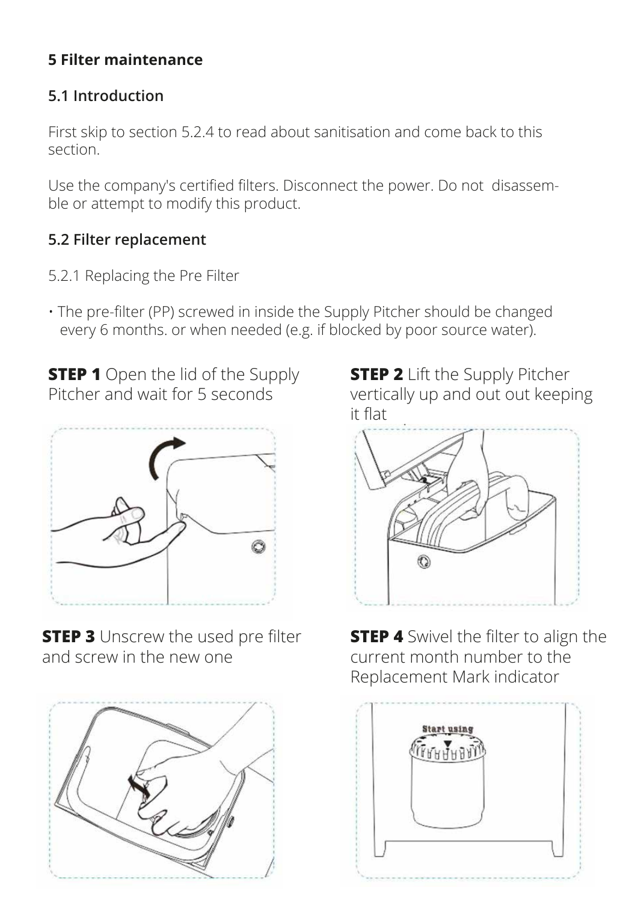## 5 Filter maintenance

### 5.1 Introduction

First skip to section 5.2.4 to read about sanitisation and come back to this section.

Use the company's certified filters. Disconnect the power. Do not disassemble or attempt to modify this product.

### 5.2 Filter replacement

5.2.1 Replacing the Pre Filter

- The pre-filter (PP) screwed in inside the Supply Pitcher should be changed every 6 months. or when needed (e.g. if blocked by poor source water).

**STEP 1** Open the lid of the Supply Pitcher and wait for 5 seconds

**STEP 2** Lift the Supply Pitcher vertically up and out out keeping it flat

**STEP 3** Unscrew the used pre filter and screw in the new one

**STEP 4** Swivel the filter to align the current month number to the Replacement Mark indicator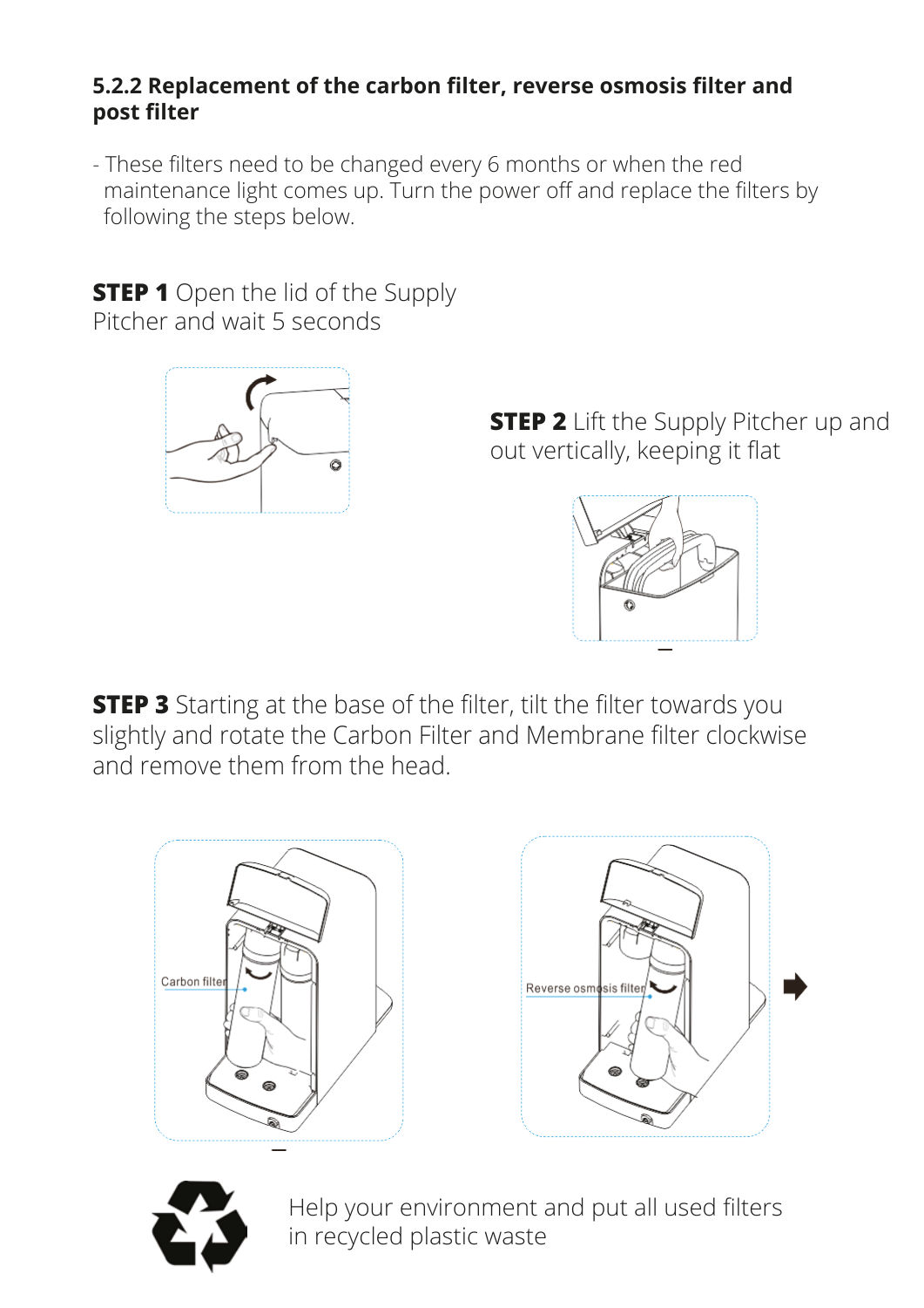### 5.2.2 Replacement of the carbon filter, reverse osmosis filter and post filter

- These filters need to be changed every 6 months or when the red maintenance light comes up. Turn the power off and replace the filters by following the steps below.

**STEP 1** Open the lid of the Supply Pitcher and wait 5 seconds

**STEP 2** Lift the Supply Pitcher up and out vertically, keeping it flat

**STEP 3** Starting at the base of the filter, tilt the filter towards you slightly and rotate the Carbon Filter and Membrane filter clockwise and remove them from the head.

Carbon filter

Reverse osmosis filter

Help your environment and put all used filters in recycled plastic waste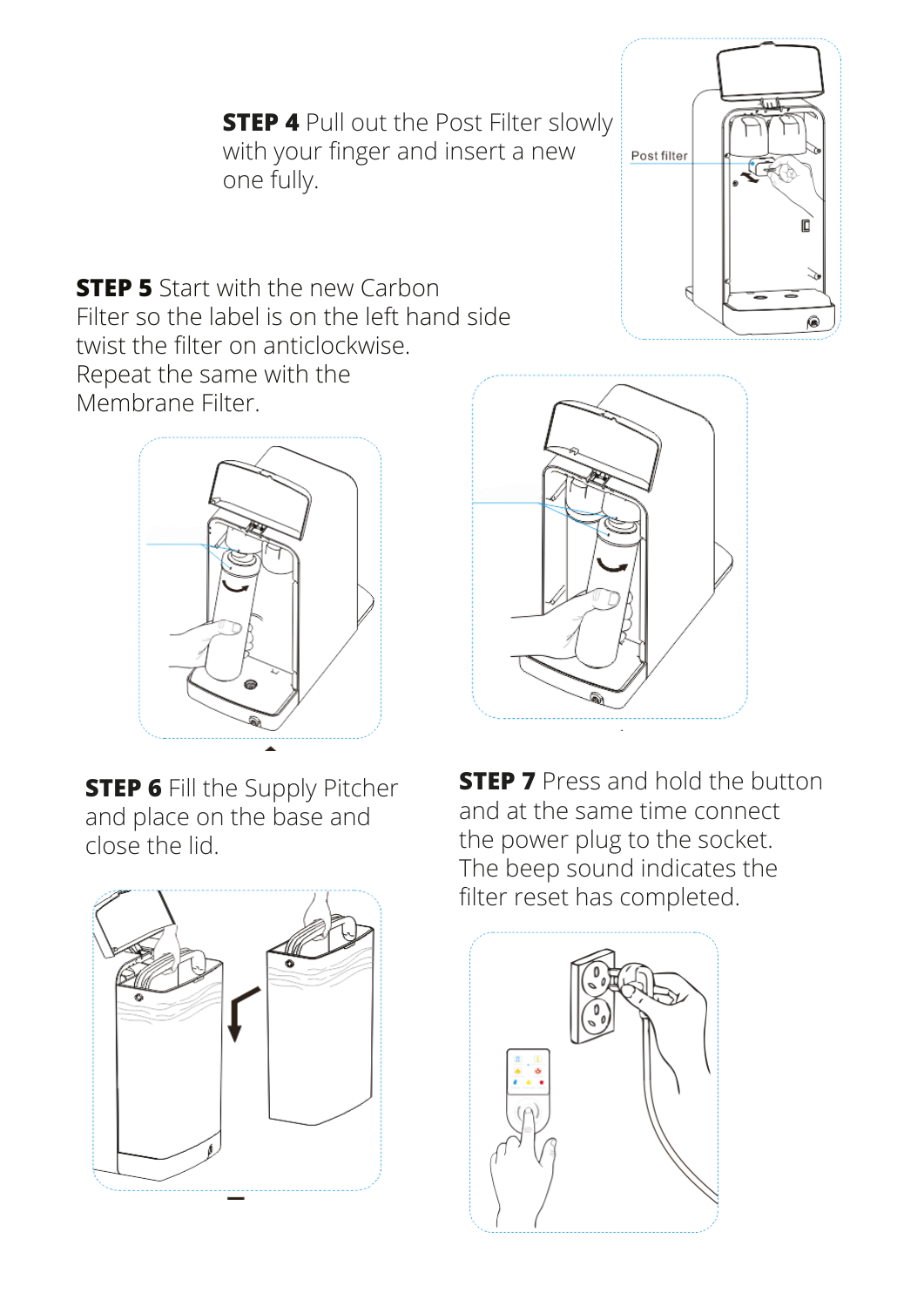**STEP 4** Pull out the Post Filter slowly with your finger and insert a new one fully.

**STEP 5** Start with the new Carbon Filter so the label is on the left hand side twist the filter on anticlockwise. Repeat the same with the Membrane Filter.

**STEP 6** Fill the Supply Pitcher and place on the base and close the lid.

**STEP 7** Press and hold the button and at the same time connect the power plug to the socket. The beep sound indicates the filter reset has completed.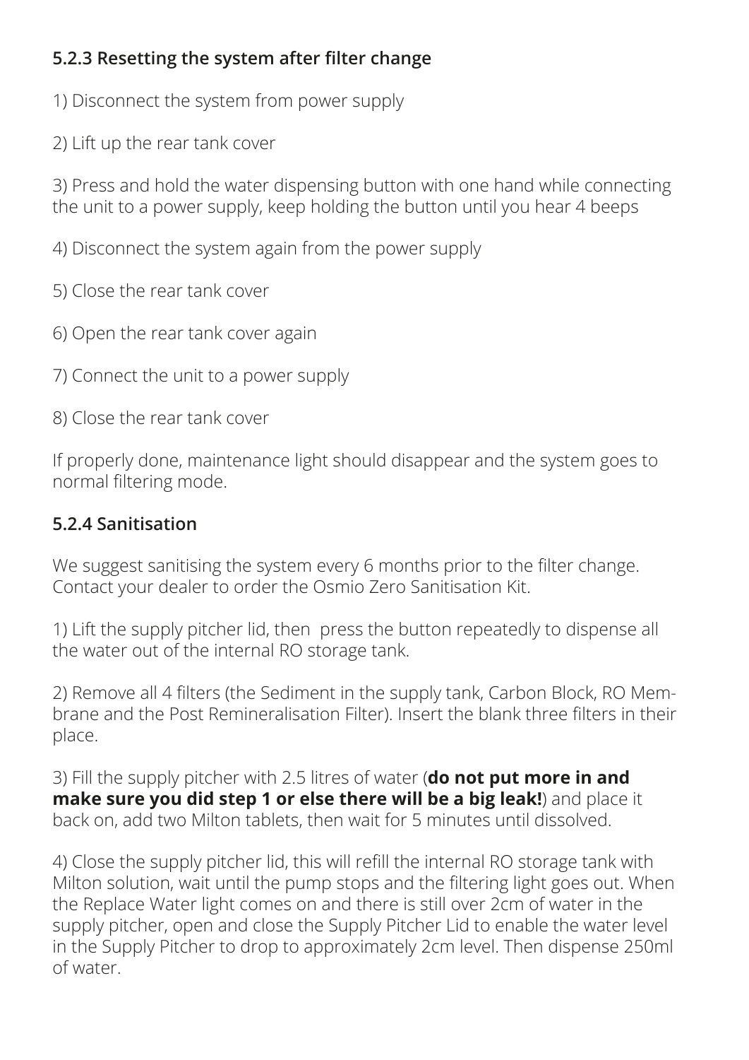### 5.2.3 Resetting the system after filter change

1) Disconnect the system from power supply

2) Lift up the rear tank cover

3) Press and hold the water dispensing button with one hand while connecting the unit to a power supply, keep holding the button until you hear 4 beeps

4) Disconnect the system again from the power supply

5) Close the rear tank cover

6) Open the rear tank cover again

7) Connect the unit to a power supply

8) Close the rear tank cover

If properly done, maintenance light should disappear and the system goes to normal filtering mode.

### 5.2.4 Sanitisation

We suggest sanitising the system every 6 months prior to the filter change. Contact your dealer to order the Osmio Zero Sanitisation Kit.

1) Lift the supply pitcher lid, then press the button repeatedly to dispense all the water out of the internal RO storage tank.

2) Remove all 4 filters (the Sediment in the supply tank, Carbon Block, RO Membrane and the Post Remineralisation Filter). Insert the blank three filters in their place.

3) Fill the supply pitcher with 2.5 litres of water (**do not put more in and make sure you did step 1 or else there will be a big leak!**) and place it back on, add two Milton tablets, then wait for 5 minutes until dissolved.

4) Close the supply pitcher lid, this will refill the internal RO storage tank with Milton solution, wait until the pump stops and the filtering light goes out. When the Replace Water light comes on and there is still over 2cm of water in the supply pitcher, open and close the Supply Pitcher Lid to enable the water level in the Supply Pitcher to drop to approximately 2cm level. Then dispense 250ml of water.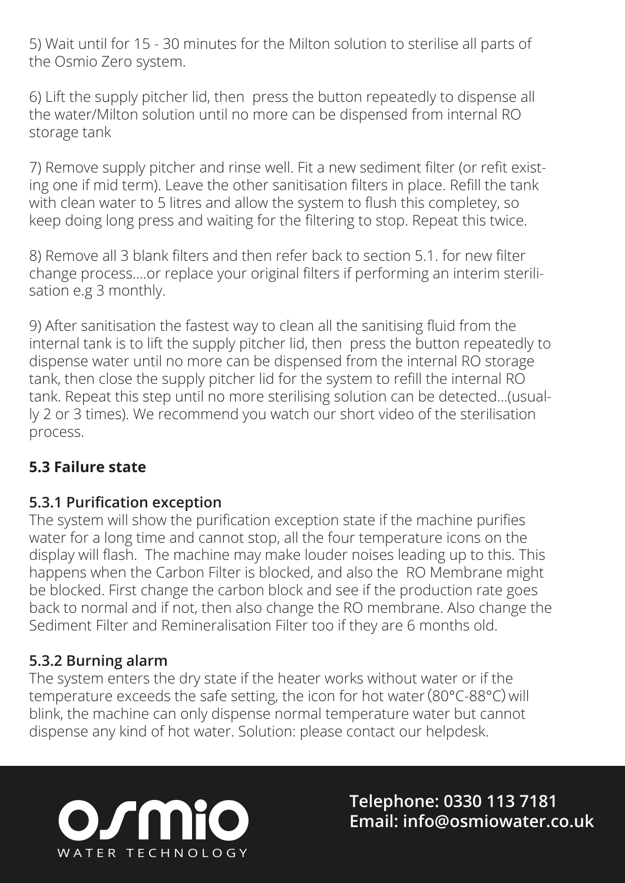5) Wait until for 15 - 30 minutes for the Milton solution to sterilise all parts of the Osmio Zero system.

6) Lift the supply pitcher lid, then press the button repeatedly to dispense all the water/Milton solution until no more can be dispensed from internal RO storage tank

7) Remove supply pitcher and rinse well. Fit a new sediment filter (or refit existing one if mid term). Leave the other sanitisation filters in place. Refill the tank with clean water to 5 litres and allow the system to flush this completey, so keep doing long press and waiting for the filtering to stop. Repeat this twice.

8) Remove all 3 blank filters and then refer back to section 5.1. for new filter change process....or replace your original filters if performing an interim sterilisation e.g 3 monthly.

9) After sanitisation the fastest way to clean all the sanitising fluid from the internal tank is to lift the supply pitcher lid, then press the button repeatedly to dispense water until no more can be dispensed from the internal RO storage tank, then close the supply pitcher lid for the system to refill the internal RO tank. Repeat this step until no more sterilising solution can be detected...(usually 2 or 3 times). We recommend you watch our short video of the sterilisation process.

## 5.3 Failure state

### 5.3.1 Purification exception

The system will show the purification exception state if the machine purifies water for a long time and cannot stop, all the four temperature icons on the display will flash. The machine may make louder noises leading up to this. This happens when the Carbon Filter is blocked, and also the RO Membrane might be blocked. First change the carbon block and see if the production rate goes back to normal and if not, then also change the RO membrane. Also change the Sediment Filter and Remineralisation Filter too if they are 6 months old.

### 5.3.2 Burning alarm

The system enters the dry state if the heater works without water or if the temperature exceeds the safe setting, the icon for hot water (80°C-88°C) will blink, the machine can only dispense normal temperature water but cannot dispense any kind of hot water. Solution: please contact our helpdesk.

OSMIO WATER TECHNOLOGY

**Telephone: 0330 113 7181**
**Email: info@osmiowater.co.uk**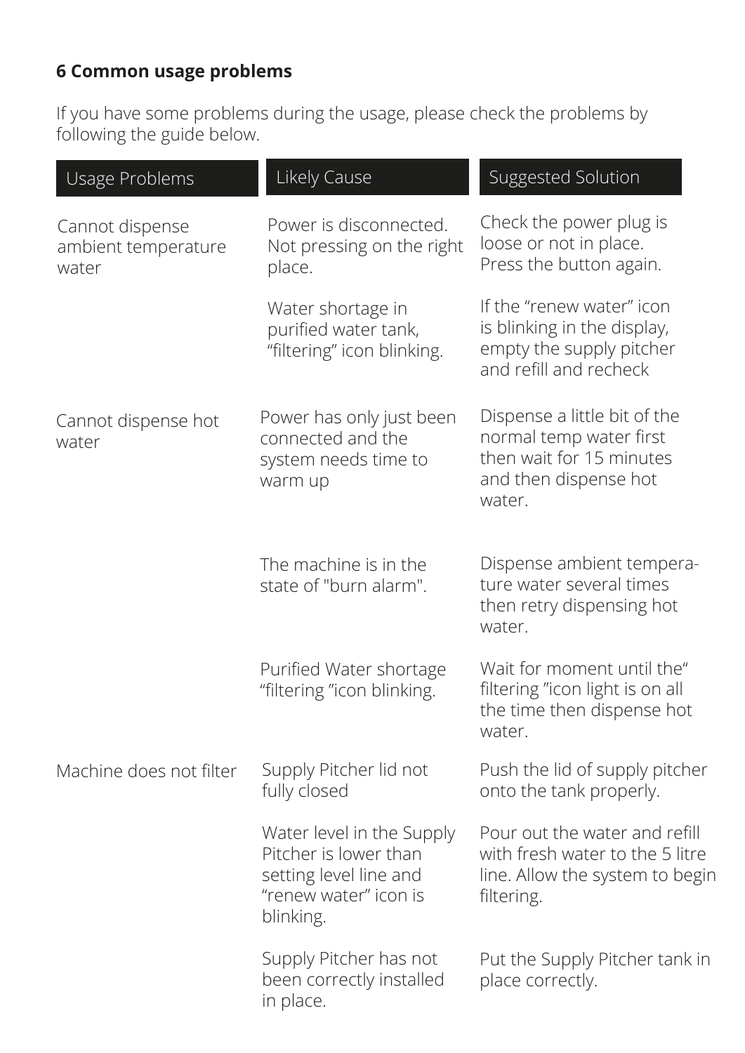### 6 Common usage problems

If you have some problems during the usage, please check the problems by following the guide below.

| Usage Problems | Likely Cause | Suggested Solution |
| --- | --- | --- |
| Cannot dispense ambient temperature water | Power is disconnected. Not pressing on the right place. | Check the power plug is loose or not in place. Press the button again. |
| | Water shortage in purified water tank, "filtering" icon blinking. | If the "renew water" icon is blinking in the display, empty the supply pitcher and refill and recheck |
| Cannot dispense hot water | Power has only just been connected and the system needs time to warm up | Dispense a little bit of the normal temp water first then wait for 15 minutes and then dispense hot water. |
| | The machine is in the state of "burn alarm". | Dispense ambient temperature water several times then retry dispensing hot water. |
| | Purified Water shortage "filtering "icon blinking. | Wait for moment until the" filtering "icon light is on all the time then dispense hot water. |
| Machine does not filter | Supply Pitcher lid not fully closed | Push the lid of supply pitcher onto the tank properly. |
| | Water level in the Supply Pitcher is lower than setting level line and "renew water" icon is blinking. | Pour out the water and refill with fresh water to the 5 litre line. Allow the system to begin filtering. |
| | Supply Pitcher has not been correctly installed in place. | Put the Supply Pitcher tank in place correctly. |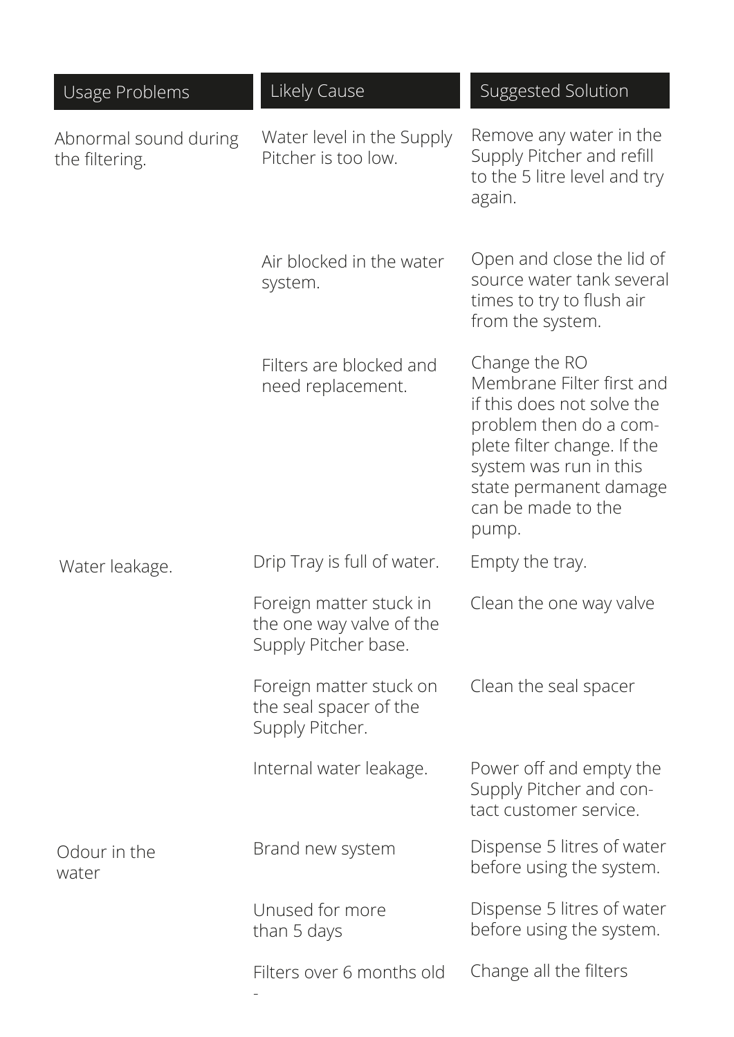| Usage Problems | Likely Cause | Suggested Solution |
| --- | --- | --- |
| Abnormal sound during the filtering. | Water level in the Supply Pitcher is too low. | Remove any water in the Supply Pitcher and refill to the 5 litre level and try again. |
| | Air blocked in the water system. | Open and close the lid of source water tank several times to try to flush air from the system. |
| | Filters are blocked and need replacement. | Change the RO Membrane Filter first and if this does not solve the problem then do a complete filter change. If the system was run in this state permanent damage can be made to the pump. |
| Water leakage. | Drip Tray is full of water. | Empty the tray. |
| | Foreign matter stuck in the one way valve of the Supply Pitcher base. | Clean the one way valve |
| | Foreign matter stuck on the seal spacer of the Supply Pitcher. | Clean the seal spacer |
| | Internal water leakage. | Power off and empty the Supply Pitcher and contact customer service. |
| Odour in the water | Brand new system | Dispense 5 litres of water before using the system. |
| | Unused for more than 5 days | Dispense 5 litres of water before using the system. |
| | Filters over 6 months old | Change all the filters |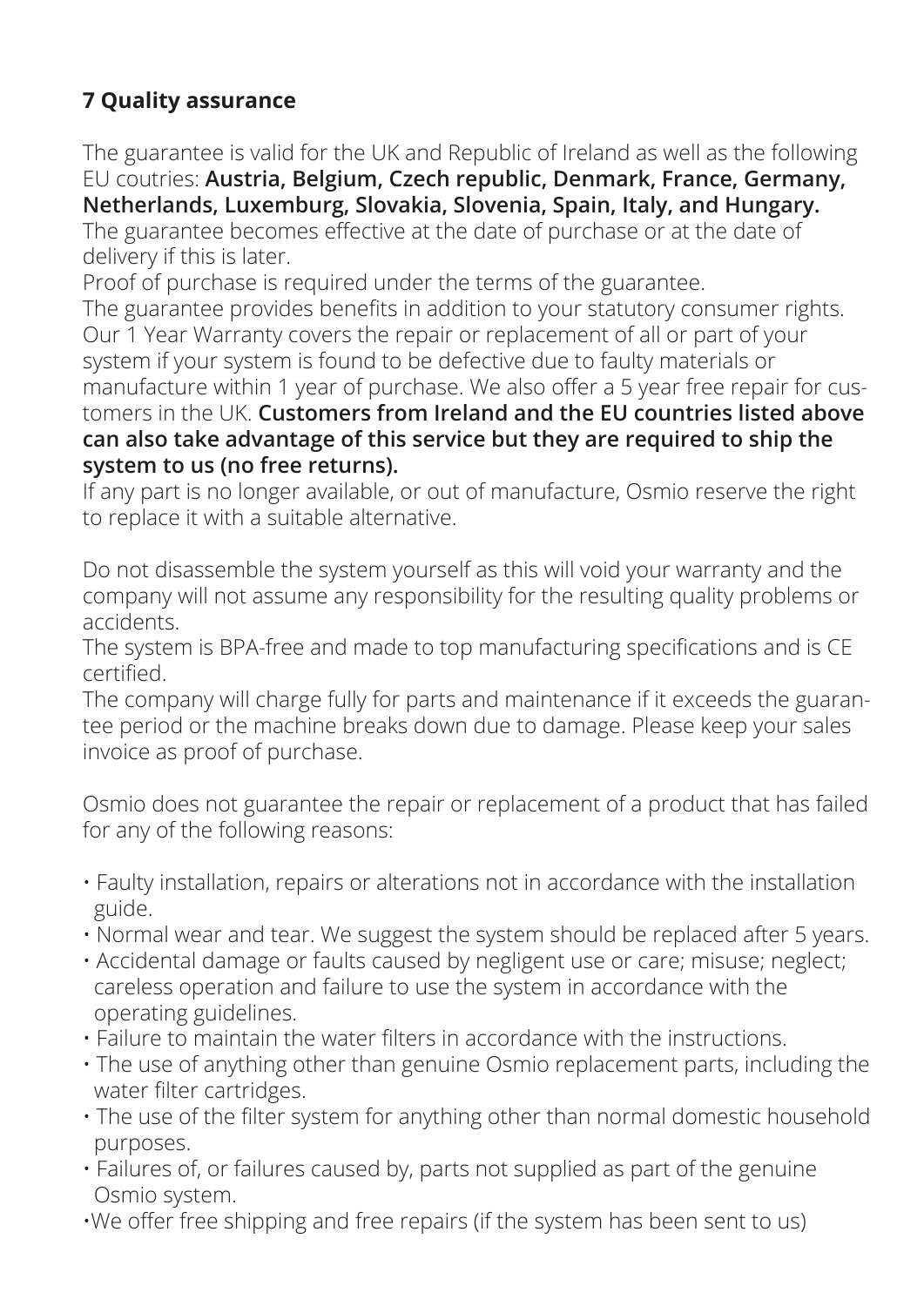## 7 Quality assurance

The guarantee is valid for the UK and Republic of Ireland as well as the following EU coutries: **Austria, Belgium, Czech republic, Denmark, France, Germany, Netherlands, Luxemburg, Slovakia, Slovenia, Spain, Italy, and Hungary.**
The guarantee becomes effective at the date of purchase or at the date of delivery if this is later.
Proof of purchase is required under the terms of the guarantee.
The guarantee provides benefits in addition to your statutory consumer rights. Our 1 Year Warranty covers the repair or replacement of all or part of your system if your system is found to be defective due to faulty materials or manufacture within 1 year of purchase. We also offer a 5 year free repair for customers in the UK. **Customers from Ireland and the EU countries listed above can also take advantage of this service but they are required to ship the system to us (no free returns).**
If any part is no longer available, or out of manufacture, Osmio reserve the right to replace it with a suitable alternative.

Do not disassemble the system yourself as this will void your warranty and the company will not assume any responsibility for the resulting quality problems or accidents.
The system is BPA-free and made to top manufacturing specifications and is CE certified.
The company will charge fully for parts and maintenance if it exceeds the guarantee period or the machine breaks down due to damage. Please keep your sales invoice as proof of purchase.

Osmio does not guarantee the repair or replacement of a product that has failed for any of the following reasons:

- Faulty installation, repairs or alterations not in accordance with the installation guide.
- Normal wear and tear. We suggest the system should be replaced after 5 years.
- Accidental damage or faults caused by negligent use or care; misuse; neglect; careless operation and failure to use the system in accordance with the operating guidelines.
- Failure to maintain the water filters in accordance with the instructions.
- The use of anything other than genuine Osmio replacement parts, including the water filter cartridges.
- The use of the filter system for anything other than normal domestic household purposes.
- Failures of, or failures caused by, parts not supplied as part of the genuine Osmio system.
- We offer free shipping and free repairs (if the system has been sent to us)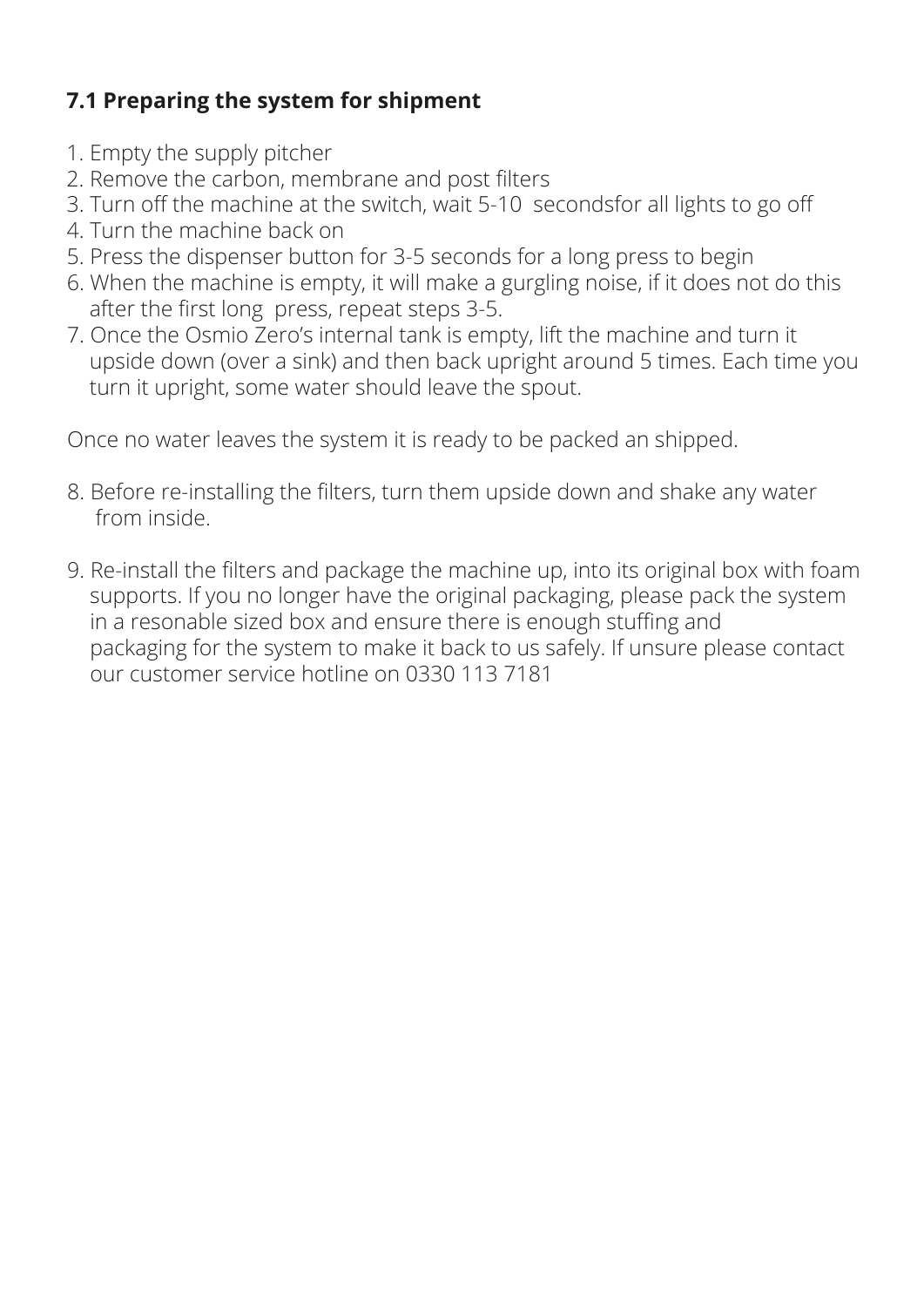### 7.1 Preparing the system for shipment

1. Empty the supply pitcher
2. Remove the carbon, membrane and post filters
3. Turn off the machine at the switch, wait 5-10 secondsfor all lights to go off
4. Turn the machine back on
5. Press the dispenser button for 3-5 seconds for a long press to begin
6. When the machine is empty, it will make a gurgling noise, if it does not do this after the first long press, repeat steps 3-5.
7. Once the Osmio Zero's internal tank is empty, lift the machine and turn it upside down (over a sink) and then back upright around 5 times. Each time you turn it upright, some water should leave the spout.

Once no water leaves the system it is ready to be packed an shipped.

8. Before re-installing the filters, turn them upside down and shake any water from inside.

9. Re-install the filters and package the machine up, into its original box with foam supports. If you no longer have the original packaging, please pack the system in a resonable sized box and ensure there is enough stuffing and packaging for the system to make it back to us safely. If unsure please contact our customer service hotline on 0330 113 7181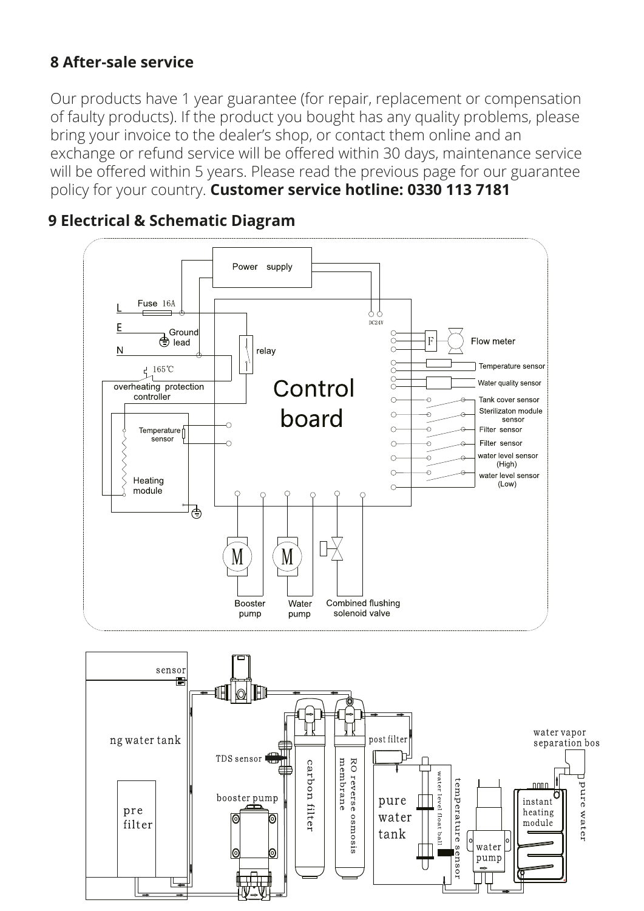## 8 After-sale service

Our products have 1 year guarantee (for repair, replacement or compensation of faulty products). If the product you bought has any quality problems, please bring your invoice to the dealer's shop, or contact them online and an exchange or refund service will be offered within 30 days, maintenance service will be offered within 5 years. Please read the previous page for our guarantee policy for your country. **Customer service hotline: 0330 113 7181**

## 9 Electrical & Schematic Diagram

Power supply

L Fuse 16A

E Ground lead

N

relay

DC24V

165℃ overheating protection controller

Control board

Temperature sensor

Heating module

F Flow meter

Temperature sensor

Water quality sensor

Tank cover sensor

Sterilizaton module sensor

Filter sensor

Filter sensor

water level sensor (High)

water level sensor (Low)

Booster pump

Water pump

Combined flushing solenoid valve

sensor

ng water tank

pre filter

TDS sensor

booster pump

carbon filter

RO reverse osmosis membrane

post filter

pure water tank

water level float ball

temperature sensor

water pump

instant heating module

water vapor separation bos

pure water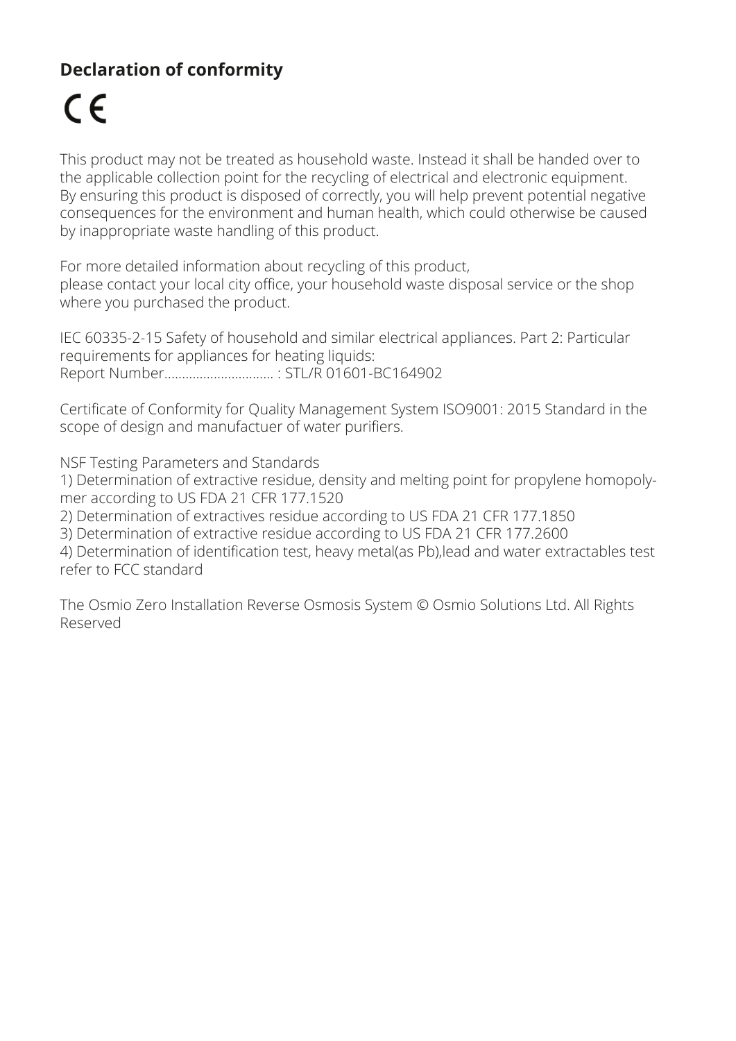## Declaration of conformity

CE

This product may not be treated as household waste. Instead it shall be handed over to the applicable collection point for the recycling of electrical and electronic equipment. By ensuring this product is disposed of correctly, you will help prevent potential negative consequences for the environment and human health, which could otherwise be caused by inappropriate waste handling of this product.

For more detailed information about recycling of this product,
please contact your local city office, your household waste disposal service or the shop where you purchased the product.

IEC 60335-2-15 Safety of household and similar electrical appliances. Part 2: Particular requirements for appliances for heating liquids:
Report Number.............................. : STL/R 01601-BC164902

Certificate of Conformity for Quality Management System ISO9001: 2015 Standard in the scope of design and manufactuer of water purifiers.

NSF Testing Parameters and Standards
1) Determination of extractive residue, density and melting point for propylene homopolymer according to US FDA 21 CFR 177.1520
2) Determination of extractives residue according to US FDA 21 CFR 177.1850
3) Determination of extractive residue according to US FDA 21 CFR 177.2600
4) Determination of identification test, heavy metal(as Pb),lead and water extractables test refer to FCC standard

The Osmio Zero Installation Reverse Osmosis System © Osmio Solutions Ltd. All Rights Reserved